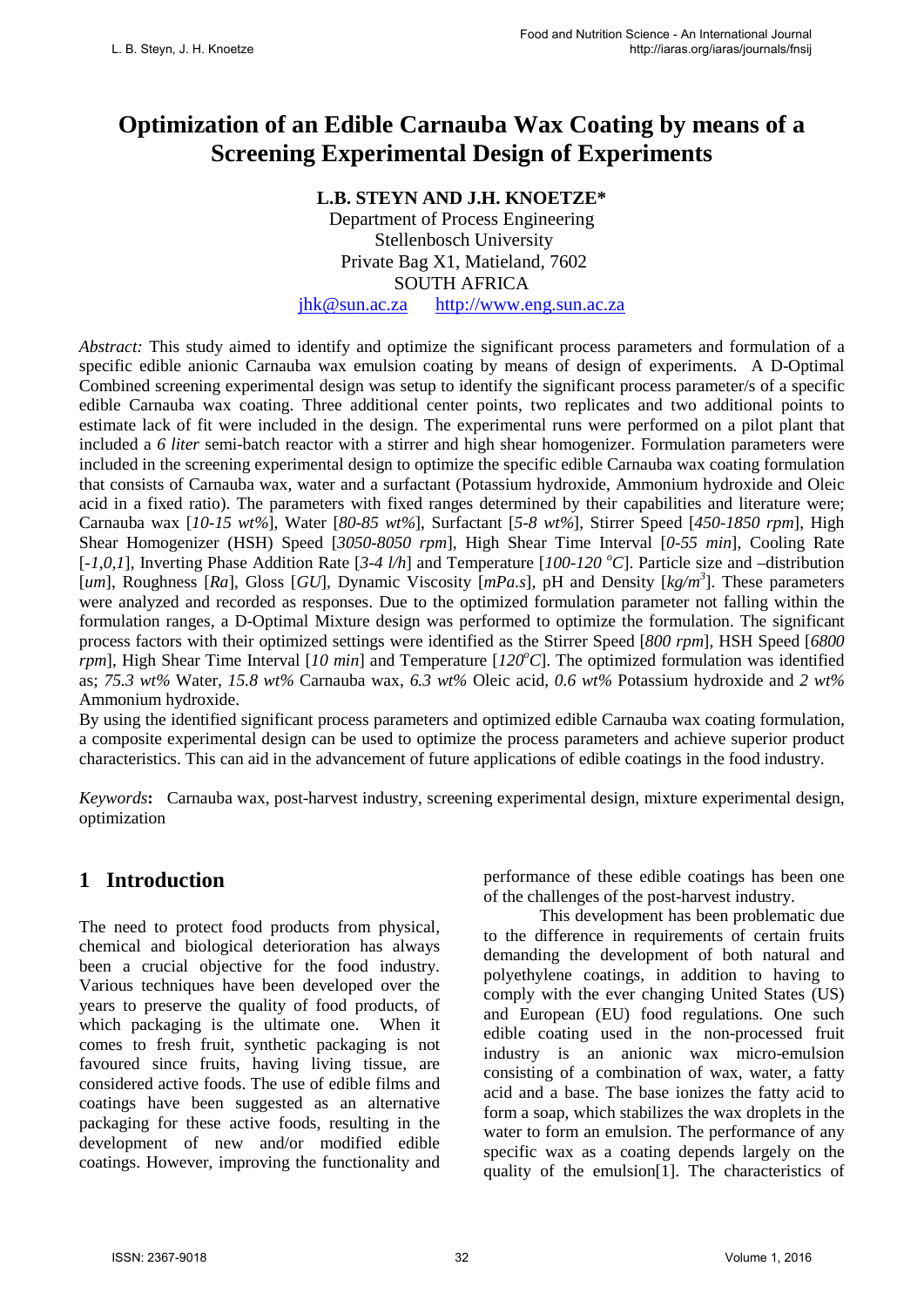# Optimization of an Edible Carnauba Wax Coating by means of a Screening Experimental Design of Experiments

**L.B. STEYN AND J.H. KNOETZE***

Department of Process Engineering
Stellenbosch University
Private Bag X1, Matieland, 7602
SOUTH AFRICA
jhk@sun.ac.za http://www.eng.sun.ac.za

*Abstract:* This study aimed to identify and optimize the significant process parameters and formulation of a specific edible anionic Carnauba wax emulsion coating by means of design of experiments. A D-Optimal Combined screening experimental design was setup to identify the significant process parameter/s of a specific edible Carnauba wax coating. Three additional center points, two replicates and two additional points to estimate lack of fit were included in the design. The experimental runs were performed on a pilot plant that included a *6 liter* semi-batch reactor with a stirrer and high shear homogenizer. Formulation parameters were included in the screening experimental design to optimize the specific edible Carnauba wax coating formulation that consists of Carnauba wax, water and a surfactant (Potassium hydroxide, Ammonium hydroxide and Oleic acid in a fixed ratio). The parameters with fixed ranges determined by their capabilities and literature were; Carnauba wax [*10-15 wt%*], Water [*80-85 wt%*], Surfactant [*5-8 wt%*], Stirrer Speed [*450-1850 rpm*], High Shear Homogenizer (HSH) Speed [*3050-8050 rpm*], High Shear Time Interval [*0-55 min*], Cooling Rate [*-1,0,1*], Inverting Phase Addition Rate [*3-4 l/h*] and Temperature [*100-120 $^oC$*]. Particle size and –distribution [*um*], Roughness [*Ra*], Gloss [*GU*], Dynamic Viscosity [*mPa.s*], pH and Density [*$kg/m^3$*]. These parameters were analyzed and recorded as responses. Due to the optimized formulation parameter not falling within the formulation ranges, a D-Optimal Mixture design was performed to optimize the formulation. The significant process factors with their optimized settings were identified as the Stirrer Speed [*800 rpm*], HSH Speed [*6800 rpm*], High Shear Time Interval [*10 min*] and Temperature [*120$^oC$*]. The optimized formulation was identified as; *75.3 wt%* Water, *15.8 wt%* Carnauba wax, *6.3 wt%* Oleic acid, *0.6 wt%* Potassium hydroxide and *2 wt%* Ammonium hydroxide.

By using the identified significant process parameters and optimized edible Carnauba wax coating formulation, a composite experimental design can be used to optimize the process parameters and achieve superior product characteristics. This can aid in the advancement of future applications of edible coatings in the food industry.

*Keywords***:** Carnauba wax, post-harvest industry, screening experimental design, mixture experimental design, optimization

## 1 Introduction

The need to protect food products from physical, chemical and biological deterioration has always been a crucial objective for the food industry. Various techniques have been developed over the years to preserve the quality of food products, of which packaging is the ultimate one. When it comes to fresh fruit, synthetic packaging is not favoured since fruits, having living tissue, are considered active foods. The use of edible films and coatings have been suggested as an alternative packaging for these active foods, resulting in the development of new and/or modified edible coatings. However, improving the functionality and performance of these edible coatings has been one of the challenges of the post-harvest industry.

This development has been problematic due to the difference in requirements of certain fruits demanding the development of both natural and polyethylene coatings, in addition to having to comply with the ever changing United States (US) and European (EU) food regulations. One such edible coating used in the non-processed fruit industry is an anionic wax micro-emulsion consisting of a combination of wax, water, a fatty acid and a base. The base ionizes the fatty acid to form a soap, which stabilizes the wax droplets in the water to form an emulsion. The performance of any specific wax as a coating depends largely on the quality of the emulsion[1]. The characteristics of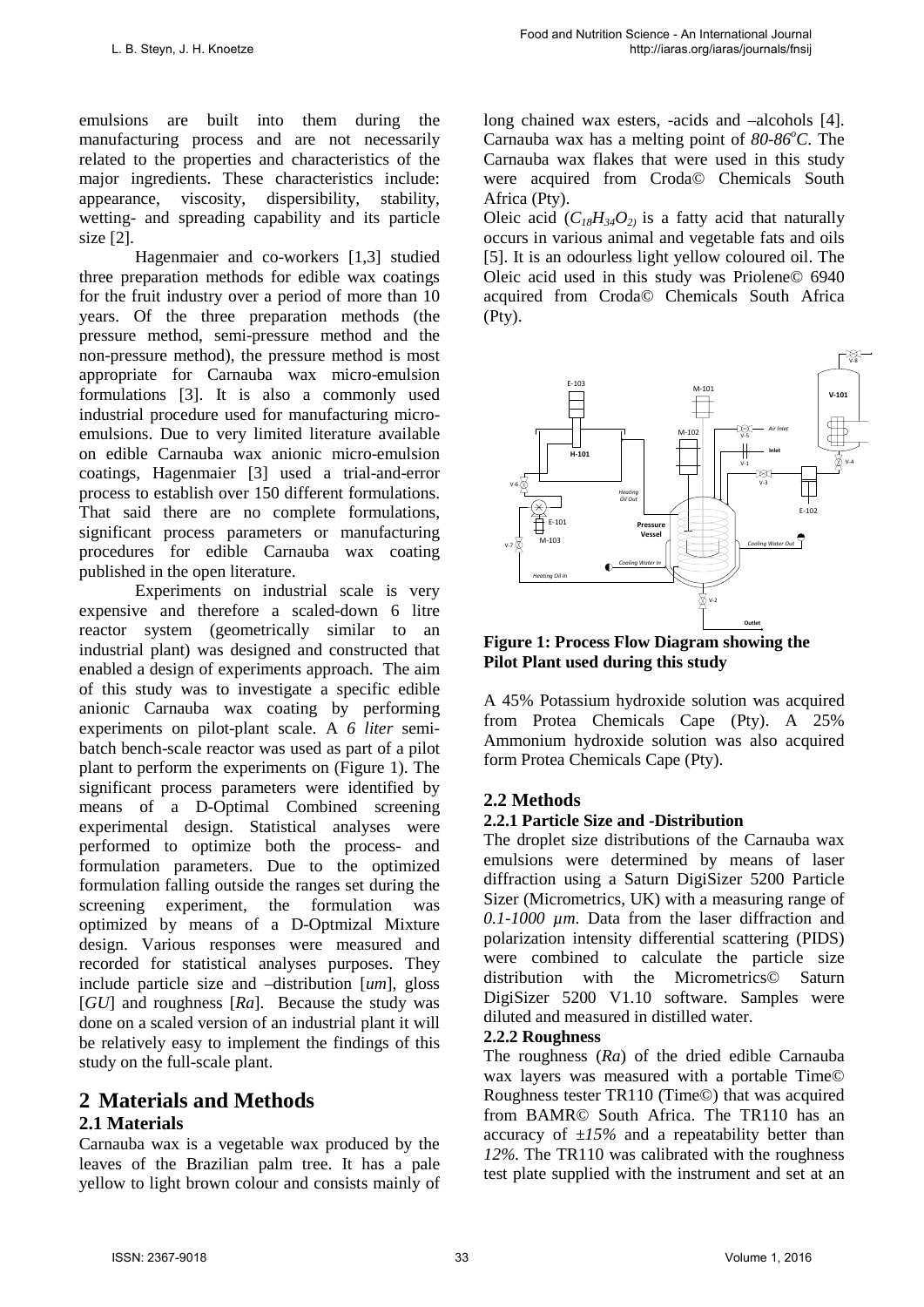emulsions are built into them during the manufacturing process and are not necessarily related to the properties and characteristics of the major ingredients. These characteristics include: appearance, viscosity, dispersibility, stability, wetting- and spreading capability and its particle size [2].

Hagenmaier and co-workers [1,3] studied three preparation methods for edible wax coatings for the fruit industry over a period of more than 10 years. Of the three preparation methods (the pressure method, semi-pressure method and the non-pressure method), the pressure method is most appropriate for Carnauba wax micro-emulsion formulations [3]. It is also a commonly used industrial procedure used for manufacturing micro-emulsions. Due to very limited literature available on edible Carnauba wax anionic micro-emulsion coatings, Hagenmaier [3] used a trial-and-error process to establish over 150 different formulations. That said there are no complete formulations, significant process parameters or manufacturing procedures for edible Carnauba wax coating published in the open literature.

Experiments on industrial scale is very expensive and therefore a scaled-down 6 litre reactor system (geometrically similar to an industrial plant) was designed and constructed that enabled a design of experiments approach. The aim of this study was to investigate a specific edible anionic Carnauba wax coating by performing experiments on pilot-plant scale. A *6 liter* semi-batch bench-scale reactor was used as part of a pilot plant to perform the experiments on (Figure 1). The significant process parameters were identified by means of a D-Optimal Combined screening experimental design. Statistical analyses were performed to optimize both the process- and formulation parameters. Due to the optimized formulation falling outside the ranges set during the screening experiment, the formulation was optimized by means of a D-Optmizal Mixture design. Various responses were measured and recorded for statistical analyses purposes. They include particle size and –distribution [*um*], gloss [*GU*] and roughness [*Ra*]. Because the study was done on a scaled version of an industrial plant it will be relatively easy to implement the findings of this study on the full-scale plant.

# 2 Materials and Methods

## 2.1 Materials

Carnauba wax is a vegetable wax produced by the leaves of the Brazilian palm tree. It has a pale yellow to light brown colour and consists mainly of long chained wax esters, -acids and –alcohols [4]. Carnauba wax has a melting point of *80-86°C*. The Carnauba wax flakes that were used in this study were acquired from Croda© Chemicals South Africa (Pty).

Oleic acid ($C_{18}H_{34}O_2$) is a fatty acid that naturally occurs in various animal and vegetable fats and oils [5]. It is an odourless light yellow coloured oil. The Oleic acid used in this study was Priolene© 6940 acquired from Croda© Chemicals South Africa (Pty).

**Figure 1: Process Flow Diagram showing the Pilot Plant used during this study**

A 45% Potassium hydroxide solution was acquired from Protea Chemicals Cape (Pty). A 25% Ammonium hydroxide solution was also acquired form Protea Chemicals Cape (Pty).

## 2.2 Methods

### 2.2.1 Particle Size and -Distribution

The droplet size distributions of the Carnauba wax emulsions were determined by means of laser diffraction using a Saturn DigiSizer 5200 Particle Sizer (Micrometrics, UK) with a measuring range of *0.1-1000 μm*. Data from the laser diffraction and polarization intensity differential scattering (PIDS) were combined to calculate the particle size distribution with the Micrometrics© Saturn DigiSizer 5200 V1.10 software. Samples were diluted and measured in distilled water.

### 2.2.2 Roughness

The roughness (*Ra*) of the dried edible Carnauba wax layers was measured with a portable Time© Roughness tester TR110 (Time©) that was acquired from BAMR© South Africa. The TR110 has an accuracy of *±15%* and a repeatability better than *12%*. The TR110 was calibrated with the roughness test plate supplied with the instrument and set at an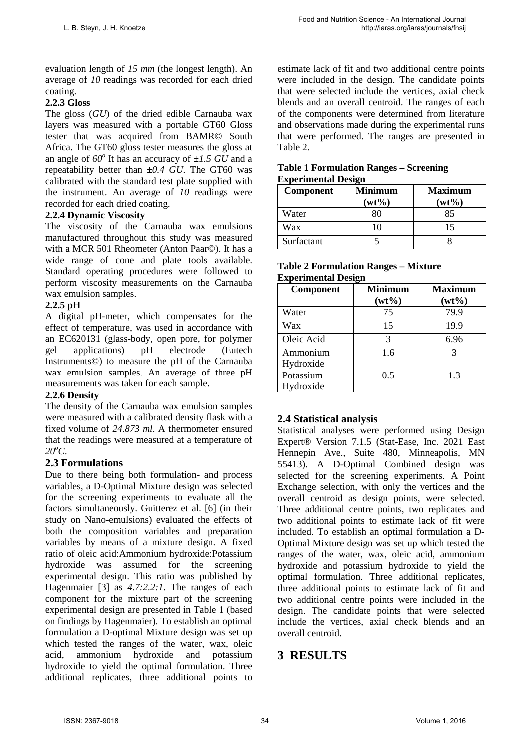evaluation length of *15 mm* (the longest length). An average of *10* readings was recorded for each dried coating.

### 2.2.3 Gloss

The gloss (*GU*) of the dried edible Carnauba wax layers was measured with a portable GT60 Gloss tester that was acquired from BAMR© South Africa. The GT60 gloss tester measures the gloss at an angle of $60^o$ It has an accuracy of *±1.5 GU* and a repeatability better than *±0.4 GU*. The GT60 was calibrated with the standard test plate supplied with the instrument. An average of *10* readings were recorded for each dried coating.

### 2.2.4 Dynamic Viscosity

The viscosity of the Carnauba wax emulsions manufactured throughout this study was measured with a MCR 501 Rheometer (Anton Paar©). It has a wide range of cone and plate tools available. Standard operating procedures were followed to perform viscosity measurements on the Carnauba wax emulsion samples.

### 2.2.5 pH

A digital pH-meter, which compensates for the effect of temperature, was used in accordance with an EC620131 (glass-body, open pore, for polymer gel applications) pH electrode (Eutech Instruments©) to measure the pH of the Carnauba wax emulsion samples. An average of three pH measurements was taken for each sample.

### 2.2.6 Density

The density of the Carnauba wax emulsion samples were measured with a calibrated density flask with a fixed volume of *24.873 ml*. A thermometer ensured that the readings were measured at a temperature of $20^oC$.

## 2.3 Formulations

Due to there being both formulation- and process variables, a D-Optimal Mixture design was selected for the screening experiments to evaluate all the factors simultaneously. Guitterez et al. [6] (in their study on Nano-emulsions) evaluated the effects of both the composition variables and preparation variables by means of a mixture design. A fixed ratio of oleic acid:Ammonium hydroxide:Potassium hydroxide was assumed for the screening experimental design. This ratio was published by Hagenmaier [3] as *4.7:2.2:1*. The ranges of each component for the mixture part of the screening experimental design are presented in Table 1 (based on findings by Hagenmaier). To establish an optimal formulation a D-optimal Mixture design was set up which tested the ranges of the water, wax, oleic acid, ammonium hydroxide and potassium hydroxide to yield the optimal formulation. Three additional replicates, three additional points to estimate lack of fit and two additional centre points were included in the design. The candidate points that were selected include the vertices, axial check blends and an overall centroid. The ranges of each of the components were determined from literature and observations made during the experimental runs that were performed. The ranges are presented in Table 2.

**Table 1 Formulation Ranges – Screening Experimental Design**

| Component | Minimum (wt%) | Maximum (wt%) |
|---|---|---|
| Water | 80 | 85 |
| Wax | 10 | 15 |
| Surfactant | 5 | 8 |

**Table 2 Formulation Ranges – Mixture Experimental Design**

| Component | Minimum (wt%) | Maximum (wt%) |
|---|---|---|
| Water | 75 | 79.9 |
| Wax | 15 | 19.9 |
| Oleic Acid | 3 | 6.96 |
| Ammonium Hydroxide | 1.6 | 3 |
| Potassium Hydroxide | 0.5 | 1.3 |

## 2.4 Statistical analysis

Statistical analyses were performed using Design Expert® Version 7.1.5 (Stat-Ease, Inc. 2021 East Hennepin Ave., Suite 480, Minneapolis, MN 55413). A D-Optimal Combined design was selected for the screening experiments. A Point Exchange selection, with only the vertices and the overall centroid as design points, were selected. Three additional centre points, two replicates and two additional points to estimate lack of fit were included. To establish an optimal formulation a D-Optimal Mixture design was set up which tested the ranges of the water, wax, oleic acid, ammonium hydroxide and potassium hydroxide to yield the optimal formulation. Three additional replicates, three additional points to estimate lack of fit and two additional centre points were included in the design. The candidate points that were selected include the vertices, axial check blends and an overall centroid.

# 3 RESULTS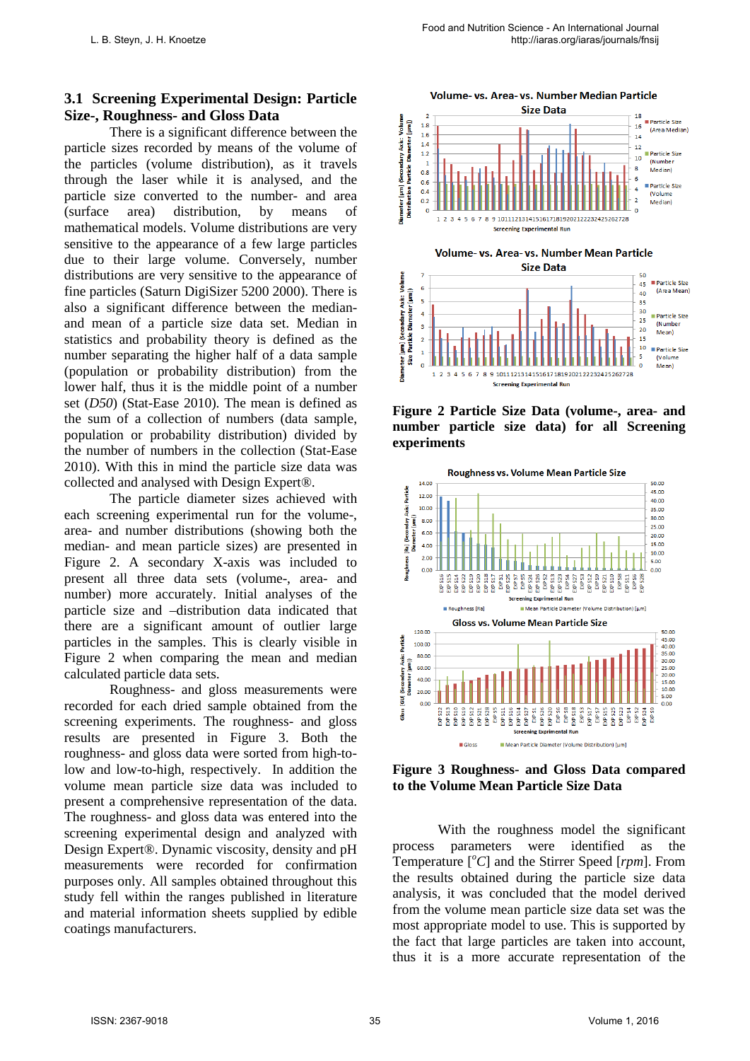## 3.1 Screening Experimental Design: Particle Size-, Roughness- and Gloss Data

There is a significant difference between the particle sizes recorded by means of the volume of the particles (volume distribution), as it travels through the laser while it is analysed, and the particle size converted to the number- and area (surface area) distribution, by means of mathematical models. Volume distributions are very sensitive to the appearance of a few large particles due to their large volume. Conversely, number distributions are very sensitive to the appearance of fine particles (Saturn DigiSizer 5200 2000). There is also a significant difference between the median- and mean of a particle size data set. Median in statistics and probability theory is defined as the number separating the higher half of a data sample (population or probability distribution) from the lower half, thus it is the middle point of a number set (*D50*) (Stat-Ease 2010). The mean is defined as the sum of a collection of numbers (data sample, population or probability distribution) divided by the number of numbers in the collection (Stat-Ease 2010). With this in mind the particle size data was collected and analysed with Design Expert®.

The particle diameter sizes achieved with each screening experimental run for the volume-, area- and number distributions (showing both the median- and mean particle sizes) are presented in Figure 2. A secondary X-axis was included to present all three data sets (volume-, area- and number) more accurately. Initial analyses of the particle size and –distribution data indicated that there are a significant amount of outlier large particles in the samples. This is clearly visible in Figure 2 when comparing the mean and median calculated particle data sets.

Roughness- and gloss measurements were recorded for each dried sample obtained from the screening experiments. The roughness- and gloss results are presented in Figure 3. Both the roughness- and gloss data were sorted from high-to-low and low-to-high, respectively. In addition the volume mean particle size data was included to present a comprehensive representation of the data. The roughness- and gloss data was entered into the screening experimental design and analyzed with Design Expert®. Dynamic viscosity, density and pH measurements were recorded for confirmation purposes only. All samples obtained throughout this study fell within the ranges published in literature and material information sheets supplied by edible coatings manufacturers.

**Figure 2 Particle Size Data (volume-, area- and number particle size data) for all Screening experiments**

**Figure 3 Roughness- and Gloss Data compared to the Volume Mean Particle Size Data**

With the roughness model the significant process parameters were identified as the Temperature [$^{o}C$] and the Stirrer Speed [*rpm*]. From the results obtained during the particle size data analysis, it was concluded that the model derived from the volume mean particle size data set was the most appropriate model to use. This is supported by the fact that large particles are taken into account, thus it is a more accurate representation of the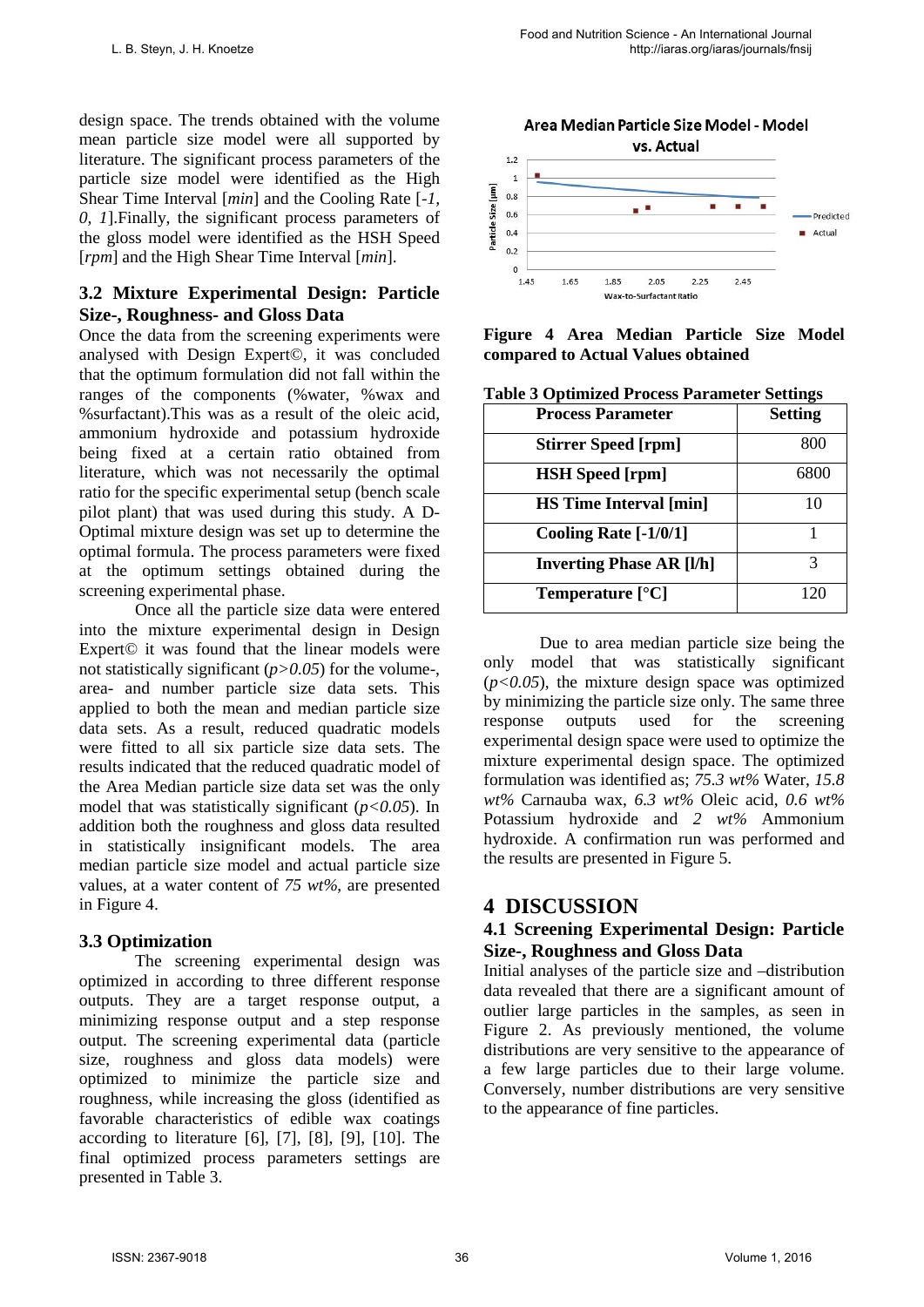design space. The trends obtained with the volume mean particle size model were all supported by literature. The significant process parameters of the particle size model were identified as the High Shear Time Interval [*min*] and the Cooling Rate [*-1, 0, 1*].Finally, the significant process parameters of the gloss model were identified as the HSH Speed [*rpm*] and the High Shear Time Interval [*min*].

### 3.2 Mixture Experimental Design: Particle Size-, Roughness- and Gloss Data

Once the data from the screening experiments were analysed with Design Expert©, it was concluded that the optimum formulation did not fall within the ranges of the components (%water, %wax and %surfactant).This was as a result of the oleic acid, ammonium hydroxide and potassium hydroxide being fixed at a certain ratio obtained from literature, which was not necessarily the optimal ratio for the specific experimental setup (bench scale pilot plant) that was used during this study. A D-Optimal mixture design was set up to determine the optimal formula. The process parameters were fixed at the optimum settings obtained during the screening experimental phase.

Once all the particle size data were entered into the mixture experimental design in Design Expert© it was found that the linear models were not statistically significant ($p>0.05$) for the volume-, area- and number particle size data sets. This applied to both the mean and median particle size data sets. As a result, reduced quadratic models were fitted to all six particle size data sets. The results indicated that the reduced quadratic model of the Area Median particle size data set was the only model that was statistically significant ($p<0.05$). In addition both the roughness and gloss data resulted in statistically insignificant models. The area median particle size model and actual particle size values, at a water content of *75 wt%*, are presented in Figure 4.

### 3.3 Optimization

The screening experimental design was optimized in according to three different response outputs. They are a target response output, a minimizing response output and a step response output. The screening experimental data (particle size, roughness and gloss data models) were optimized to minimize the particle size and roughness, while increasing the gloss (identified as favorable characteristics of edible wax coatings according to literature [6], [7], [8], [9], [10]. The final optimized process parameters settings are presented in Table 3.

**Figure 4 Area Median Particle Size Model compared to Actual Values obtained**

**Table 3 Optimized Process Parameter Settings**

| Process Parameter | Setting |
| --- | --- |
| **Stirrer Speed [rpm]** | 800 |
| **HSH Speed [rpm]** | 6800 |
| **HS Time Interval [min]** | 10 |
| **Cooling Rate [-1/0/1]** | 1 |
| **Inverting Phase AR [l/h]** | 3 |
| **Temperature [°C]** | 120 |

Due to area median particle size being the only model that was statistically significant ($p<0.05$), the mixture design space was optimized by minimizing the particle size only. The same three response outputs used for the screening experimental design space were used to optimize the mixture experimental design space. The optimized formulation was identified as; *75.3 wt%* Water, *15.8 wt%* Carnauba wax, *6.3 wt%* Oleic acid, *0.6 wt%* Potassium hydroxide and *2 wt%* Ammonium hydroxide. A confirmation run was performed and the results are presented in Figure 5.

## 4 DISCUSSION

### 4.1 Screening Experimental Design: Particle Size-, Roughness and Gloss Data

Initial analyses of the particle size and –distribution data revealed that there are a significant amount of outlier large particles in the samples, as seen in Figure 2. As previously mentioned, the volume distributions are very sensitive to the appearance of a few large particles due to their large volume. Conversely, number distributions are very sensitive to the appearance of fine particles.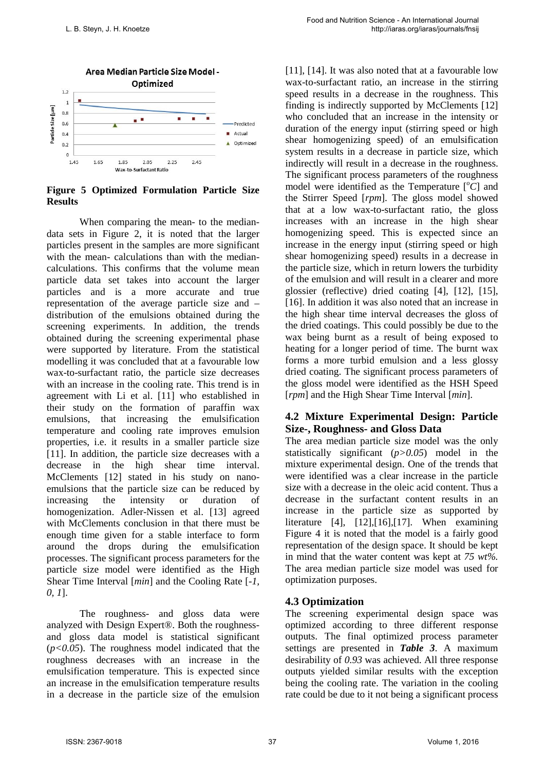**Figure 5 Optimized Formulation Particle Size Results**

When comparing the mean- to the median-data sets in Figure 2, it is noted that the larger particles present in the samples are more significant with the mean- calculations than with the median-calculations. This confirms that the volume mean particle data set takes into account the larger particles and is a more accurate and true representation of the average particle size and – distribution of the emulsions obtained during the screening experiments. In addition, the trends obtained during the screening experimental phase were supported by literature. From the statistical modelling it was concluded that at a favourable low wax-to-surfactant ratio, the particle size decreases with an increase in the cooling rate. This trend is in agreement with Li et al. [11] who established in their study on the formation of paraffin wax emulsions, that increasing the emulsification temperature and cooling rate improves emulsion properties, i.e. it results in a smaller particle size [11]. In addition, the particle size decreases with a decrease in the high shear time interval. McClements [12] stated in his study on nano-emulsions that the particle size can be reduced by increasing the intensity or duration of homogenization. Adler-Nissen et al. [13] agreed with McClements conclusion in that there must be enough time given for a stable interface to form around the drops during the emulsification processes. The significant process parameters for the particle size model were identified as the High Shear Time Interval [*min*] and the Cooling Rate [*-1, 0, 1*].

The roughness- and gloss data were analyzed with Design Expert®. Both the roughness- and gloss data model is statistical significant ($p<0.05$). The roughness model indicated that the roughness decreases with an increase in the emulsification temperature. This is expected since an increase in the emulsification temperature results in a decrease in the particle size of the emulsion [11], [14]. It was also noted that at a favourable low wax-to-surfactant ratio, an increase in the stirring speed results in a decrease in the roughness. This finding is indirectly supported by McClements [12] who concluded that an increase in the intensity or duration of the energy input (stirring speed or high shear homogenizing speed) of an emulsification system results in a decrease in particle size, which indirectly will result in a decrease in the roughness. The significant process parameters of the roughness model were identified as the Temperature [$^{o}C$] and the Stirrer Speed [*rpm*]. The gloss model showed that at a low wax-to-surfactant ratio, the gloss increases with an increase in the high shear homogenizing speed. This is expected since an increase in the energy input (stirring speed or high shear homogenizing speed) results in a decrease in the particle size, which in return lowers the turbidity of the emulsion and will result in a clearer and more glossier (reflective) dried coating [4], [12], [15], [16]. In addition it was also noted that an increase in the high shear time interval decreases the gloss of the dried coatings. This could possibly be due to the wax being burnt as a result of being exposed to heating for a longer period of time. The burnt wax forms a more turbid emulsion and a less glossy dried coating. The significant process parameters of the gloss model were identified as the HSH Speed [*rpm*] and the High Shear Time Interval [*min*].

## 4.2 Mixture Experimental Design: Particle Size-, Roughness- and Gloss Data

The area median particle size model was the only statistically significant ($p>0.05$) model in the mixture experimental design. One of the trends that were identified was a clear increase in the particle size with a decrease in the oleic acid content. Thus a decrease in the surfactant content results in an increase in the particle size as supported by literature [4], [12],[16],[17]. When examining Figure 4 it is noted that the model is a fairly good representation of the design space. It should be kept in mind that the water content was kept at *75 wt%*. The area median particle size model was used for optimization purposes.

## 4.3 Optimization

The screening experimental design space was optimized according to three different response outputs. The final optimized process parameter settings are presented in ***Table 3***. A maximum desirability of *0.93* was achieved. All three response outputs yielded similar results with the exception being the cooling rate. The variation in the cooling rate could be due to it not being a significant process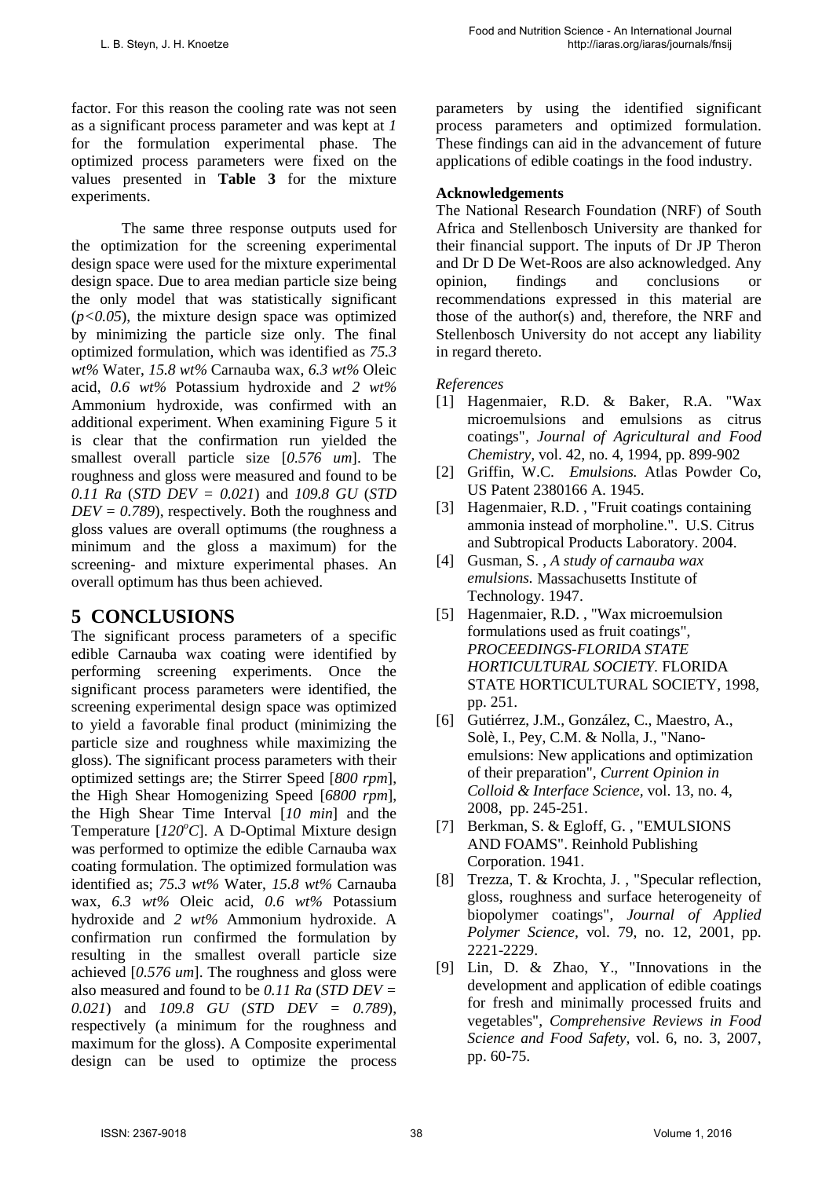factor. For this reason the cooling rate was not seen as a significant process parameter and was kept at *1* for the formulation experimental phase. The optimized process parameters were fixed on the values presented in **Table 3** for the mixture experiments.

The same three response outputs used for the optimization for the screening experimental design space were used for the mixture experimental design space. Due to area median particle size being the only model that was statistically significant ($p<0.05$), the mixture design space was optimized by minimizing the particle size only. The final optimized formulation, which was identified as *75.3 wt%* Water, *15.8 wt%* Carnauba wax, *6.3 wt%* Oleic acid, *0.6 wt%* Potassium hydroxide and *2 wt%* Ammonium hydroxide, was confirmed with an additional experiment. When examining Figure 5 it is clear that the confirmation run yielded the smallest overall particle size [*0.576 um*]. The roughness and gloss were measured and found to be *0.11 Ra* (*STD DEV = 0.021*) and *109.8 GU* (*STD DEV = 0.789*), respectively. Both the roughness and gloss values are overall optimums (the roughness a minimum and the gloss a maximum) for the screening- and mixture experimental phases. An overall optimum has thus been achieved.

## 5 CONCLUSIONS

The significant process parameters of a specific edible Carnauba wax coating were identified by performing screening experiments. Once the significant process parameters were identified, the screening experimental design space was optimized to yield a favorable final product (minimizing the particle size and roughness while maximizing the gloss). The significant process parameters with their optimized settings are; the Stirrer Speed [*800 rpm*], the High Shear Homogenizing Speed [*6800 rpm*], the High Shear Time Interval [*10 min*] and the Temperature [$120^{o}C$]. A D-Optimal Mixture design was performed to optimize the edible Carnauba wax coating formulation. The optimized formulation was identified as; *75.3 wt%* Water, *15.8 wt%* Carnauba wax, *6.3 wt%* Oleic acid, *0.6 wt%* Potassium hydroxide and *2 wt%* Ammonium hydroxide. A confirmation run confirmed the formulation by resulting in the smallest overall particle size achieved [*0.576 um*]. The roughness and gloss were also measured and found to be *0.11 Ra* (*STD DEV = 0.021*) and *109.8 GU* (*STD DEV = 0.789*), respectively (a minimum for the roughness and maximum for the gloss). A Composite experimental design can be used to optimize the process parameters by using the identified significant process parameters and optimized formulation. These findings can aid in the advancement of future applications of edible coatings in the food industry.

### Acknowledgements

The National Research Foundation (NRF) of South Africa and Stellenbosch University are thanked for their financial support. The inputs of Dr JP Theron and Dr D De Wet-Roos are also acknowledged. Any opinion, findings and conclusions or recommendations expressed in this material are those of the author(s) and, therefore, the NRF and Stellenbosch University do not accept any liability in regard thereto.

*References*

[1] Hagenmaier, R.D. & Baker, R.A. "Wax microemulsions and emulsions as citrus coatings", *Journal of Agricultural and Food Chemistry*, vol. 42, no. 4, 1994, pp. 899-902

[2] Griffin, W.C. *Emulsions.* Atlas Powder Co, US Patent 2380166 A. 1945.

[3] Hagenmaier, R.D. , "Fruit coatings containing ammonia instead of morpholine.". U.S. Citrus and Subtropical Products Laboratory. 2004.

[4] Gusman, S. , *A study of carnauba wax emulsions.* Massachusetts Institute of Technology. 1947.

[5] Hagenmaier, R.D. , "Wax microemulsion formulations used as fruit coatings", *PROCEEDINGS-FLORIDA STATE HORTICULTURAL SOCIETY.* FLORIDA STATE HORTICULTURAL SOCIETY, 1998, pp. 251.

[6] Gutiérrez, J.M., González, C., Maestro, A., Solè, I., Pey, C.M. & Nolla, J., "Nano-emulsions: New applications and optimization of their preparation", *Current Opinion in Colloid & Interface Science,* vol. 13, no. 4, 2008, pp. 245-251.

[7] Berkman, S. & Egloff, G. , "EMULSIONS AND FOAMS". Reinhold Publishing Corporation. 1941.

[8] Trezza, T. & Krochta, J. , "Specular reflection, gloss, roughness and surface heterogeneity of biopolymer coatings", *Journal of Applied Polymer Science,* vol. 79, no. 12, 2001, pp. 2221-2229.

[9] Lin, D. & Zhao, Y., "Innovations in the development and application of edible coatings for fresh and minimally processed fruits and vegetables", *Comprehensive Reviews in Food Science and Food Safety,* vol. 6, no. 3, 2007, pp. 60-75.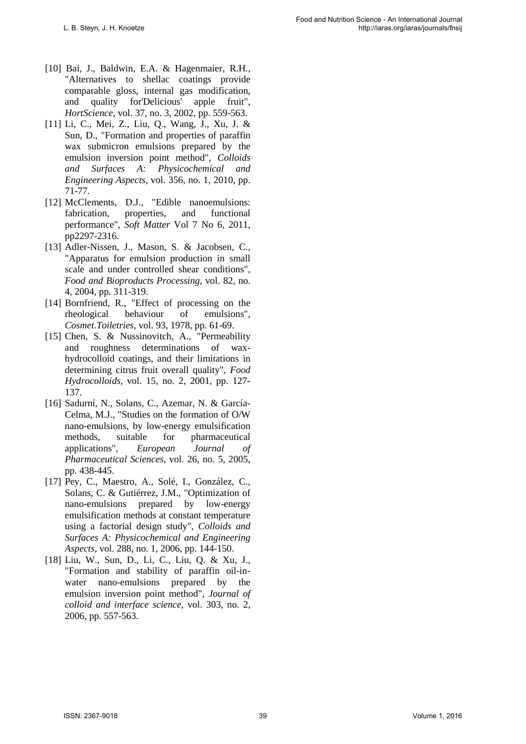[10] Bai, J., Baldwin, E.A. & Hagenmaier, R.H., "Alternatives to shellac coatings provide comparable gloss, internal gas modification, and quality for'Delicious' apple fruit", *HortScience*, vol. 37, no. 3, 2002, pp. 559-563.

[11] Li, C., Mei, Z., Liu, Q., Wang, J., Xu, J. & Sun, D., "Formation and properties of paraffin wax submicron emulsions prepared by the emulsion inversion point method", *Colloids and Surfaces A: Physicochemical and Engineering Aspects,* vol. 356, no. 1, 2010, pp. 71-77.

[12] McClements, D.J., "Edible nanoemulsions: fabrication, properties, and functional performance", *Soft Matter* Vol 7 No 6, 2011, pp2297-2316.

[13] Adler-Nissen, J., Mason, S. & Jacobsen, C., "Apparatus for emulsion production in small scale and under controlled shear conditions", *Food and Bioproducts Processing*, vol. 82, no. 4, 2004, pp. 311-319.

[14] Bornfriend, R., "Effect of processing on the rheological behaviour of emulsions", *Cosmet.Toiletries,* vol. 93, 1978, pp. 61-69.

[15] Chen, S. & Nussinovitch, A., "Permeability and roughness determinations of wax-hydrocolloid coatings, and their limitations in determining citrus fruit overall quality", *Food Hydrocolloids,* vol. 15, no. 2, 2001, pp. 127-137.

[16] Sadurní, N., Solans, C., Azemar, N. & García-Celma, M.J., "Studies on the formation of O/W nano-emulsions, by low-energy emulsification methods, suitable for pharmaceutical applications", *European Journal of Pharmaceutical Sciences,* vol. 26, no. 5, 2005, pp. 438-445.

[17] Pey, C., Maestro, A., Solé, I., González, C., Solans, C. & Gutiérrez, J.M., "Optimization of nano-emulsions prepared by low-energy emulsification methods at constant temperature using a factorial design study", *Colloids and Surfaces A: Physicochemical and Engineering Aspects*, vol. 288, no. 1, 2006, pp. 144-150.

[18] Liu, W., Sun, D., Li, C., Liu, Q. & Xu, J., "Formation and stability of paraffin oil-in-water nano-emulsions prepared by the emulsion inversion point method", *Journal of colloid and interface science,* vol. 303, no. 2, 2006, pp. 557-563.